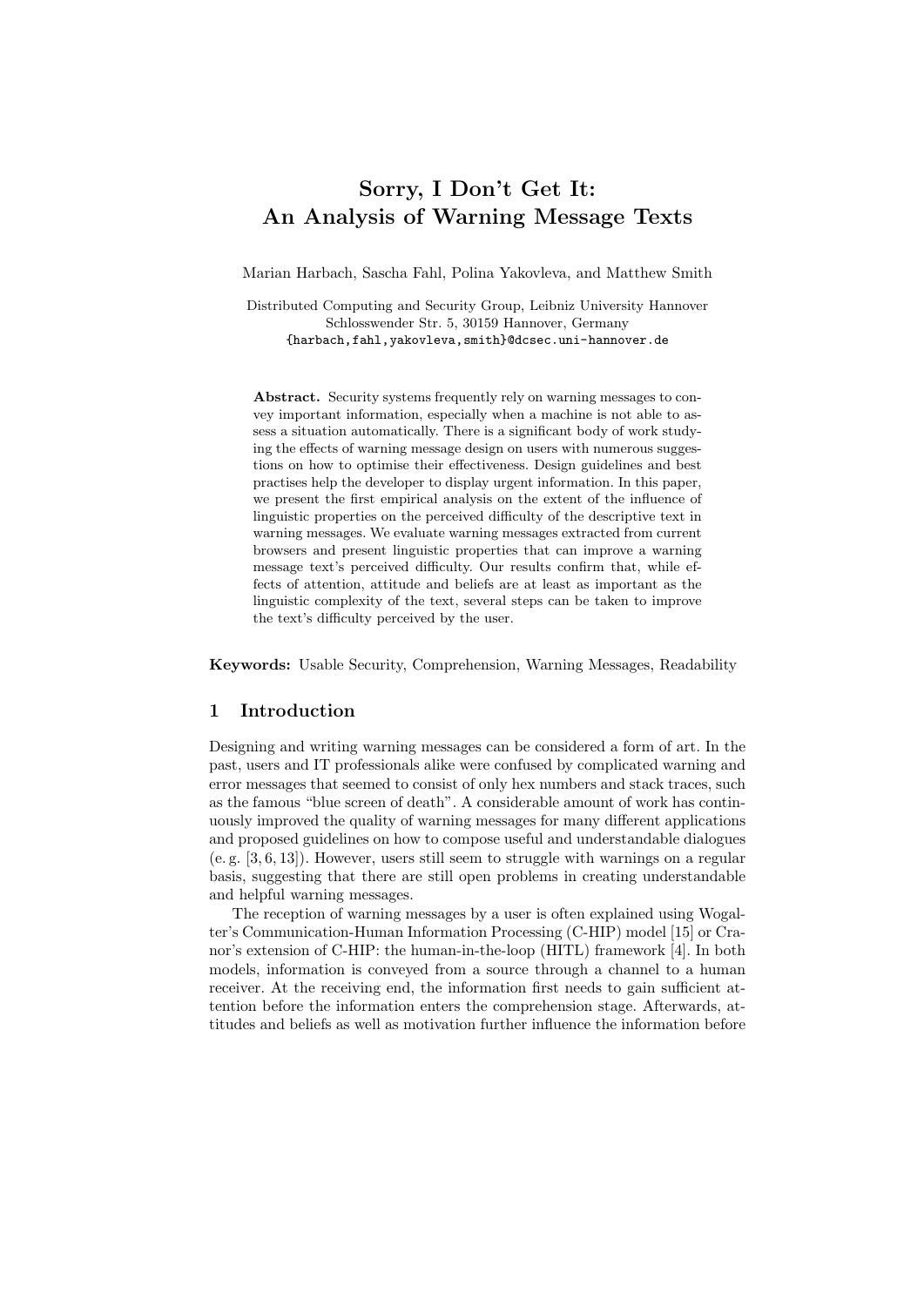# Sorry, I Don't Get It: An Analysis of Warning Message Texts

Marian Harbach, Sascha Fahl, Polina Yakovleva, and Matthew Smith

Distributed Computing and Security Group, Leibniz University Hannover
Schlosswender Str. 5, 30159 Hannover, Germany
{harbach,fahl,yakovleva,smith}@dcsec.uni-hannover.de

**Abstract.** Security systems frequently rely on warning messages to convey important information, especially when a machine is not able to assess a situation automatically. There is a significant body of work studying the effects of warning message design on users with numerous suggestions on how to optimise their effectiveness. Design guidelines and best practises help the developer to display urgent information. In this paper, we present the first empirical analysis on the extent of the influence of linguistic properties on the perceived difficulty of the descriptive text in warning messages. We evaluate warning messages extracted from current browsers and present linguistic properties that can improve a warning message text's perceived difficulty. Our results confirm that, while effects of attention, attitude and beliefs are at least as important as the linguistic complexity of the text, several steps can be taken to improve the text's difficulty perceived by the user.

**Keywords:** Usable Security, Comprehension, Warning Messages, Readability

## 1 Introduction

Designing and writing warning messages can be considered a form of art. In the past, users and IT professionals alike were confused by complicated warning and error messages that seemed to consist of only hex numbers and stack traces, such as the famous "blue screen of death". A considerable amount of work has continuously improved the quality of warning messages for many different applications and proposed guidelines on how to compose useful and understandable dialogues (e. g. [3, 6, 13]). However, users still seem to struggle with warnings on a regular basis, suggesting that there are still open problems in creating understandable and helpful warning messages.

The reception of warning messages by a user is often explained using Wogalter's Communication-Human Information Processing (C-HIP) model [15] or Cranor's extension of C-HIP: the human-in-the-loop (HITL) framework [4]. In both models, information is conveyed from a source through a channel to a human receiver. At the receiving end, the information first needs to gain sufficient attention before the information enters the comprehension stage. Afterwards, attitudes and beliefs as well as motivation further influence the information before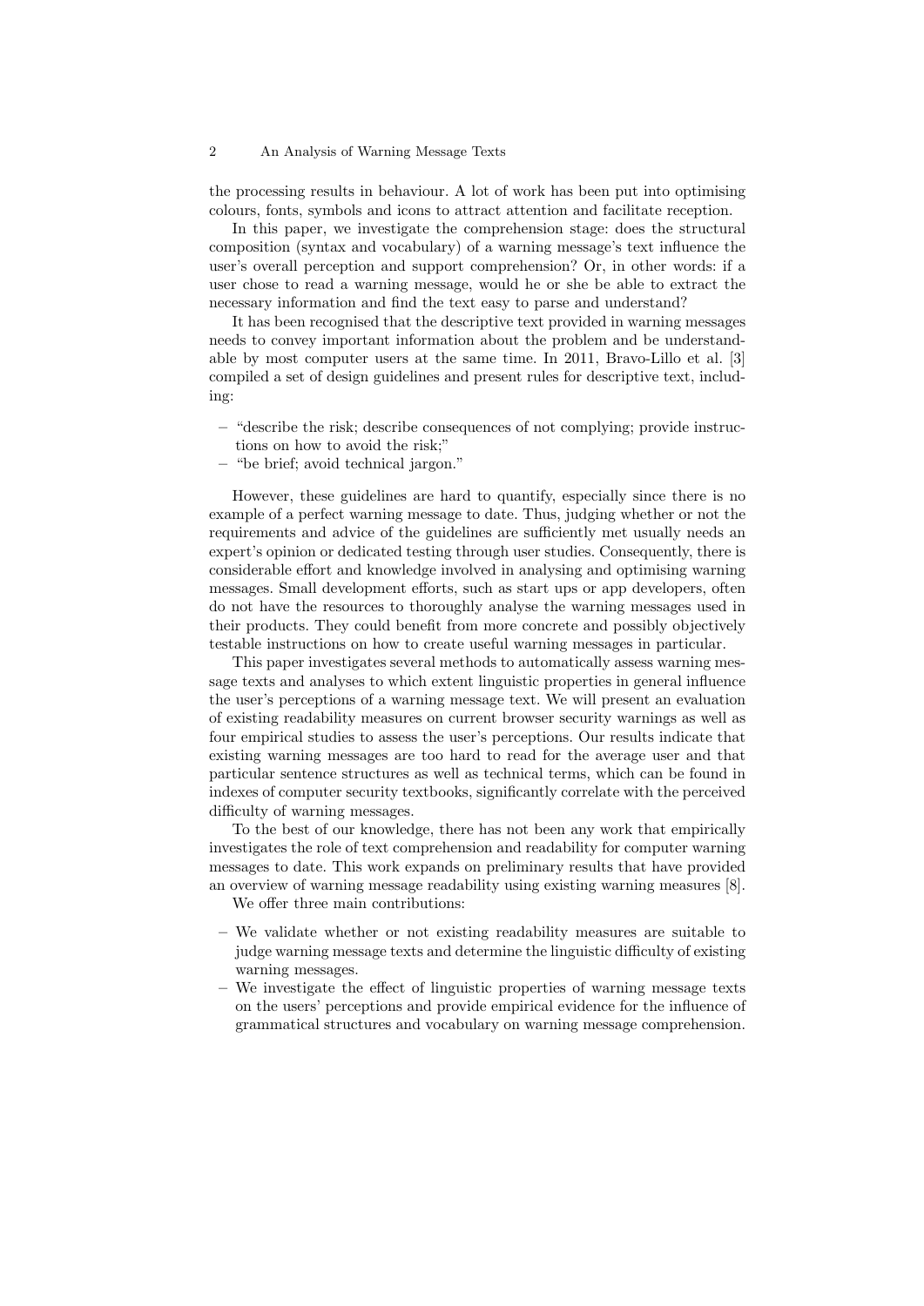the processing results in behaviour. A lot of work has been put into optimising colours, fonts, symbols and icons to attract attention and facilitate reception.

In this paper, we investigate the comprehension stage: does the structural composition (syntax and vocabulary) of a warning message's text influence the user's overall perception and support comprehension? Or, in other words: if a user chose to read a warning message, would he or she be able to extract the necessary information and find the text easy to parse and understand?

It has been recognised that the descriptive text provided in warning messages needs to convey important information about the problem and be understandable by most computer users at the same time. In 2011, Bravo-Lillo et al. [3] compiled a set of design guidelines and present rules for descriptive text, including:

- "describe the risk; describe consequences of not complying; provide instructions on how to avoid the risk;"
- "be brief; avoid technical jargon."

However, these guidelines are hard to quantify, especially since there is no example of a perfect warning message to date. Thus, judging whether or not the requirements and advice of the guidelines are sufficiently met usually needs an expert's opinion or dedicated testing through user studies. Consequently, there is considerable effort and knowledge involved in analysing and optimising warning messages. Small development efforts, such as start ups or app developers, often do not have the resources to thoroughly analyse the warning messages used in their products. They could benefit from more concrete and possibly objectively testable instructions on how to create useful warning messages in particular.

This paper investigates several methods to automatically assess warning message texts and analyses to which extent linguistic properties in general influence the user's perceptions of a warning message text. We will present an evaluation of existing readability measures on current browser security warnings as well as four empirical studies to assess the user's perceptions. Our results indicate that existing warning messages are too hard to read for the average user and that particular sentence structures as well as technical terms, which can be found in indexes of computer security textbooks, significantly correlate with the perceived difficulty of warning messages.

To the best of our knowledge, there has not been any work that empirically investigates the role of text comprehension and readability for computer warning messages to date. This work expands on preliminary results that have provided an overview of warning message readability using existing warning measures [8].

We offer three main contributions:

- We validate whether or not existing readability measures are suitable to judge warning message texts and determine the linguistic difficulty of existing warning messages.
- We investigate the effect of linguistic properties of warning message texts on the users' perceptions and provide empirical evidence for the influence of grammatical structures and vocabulary on warning message comprehension.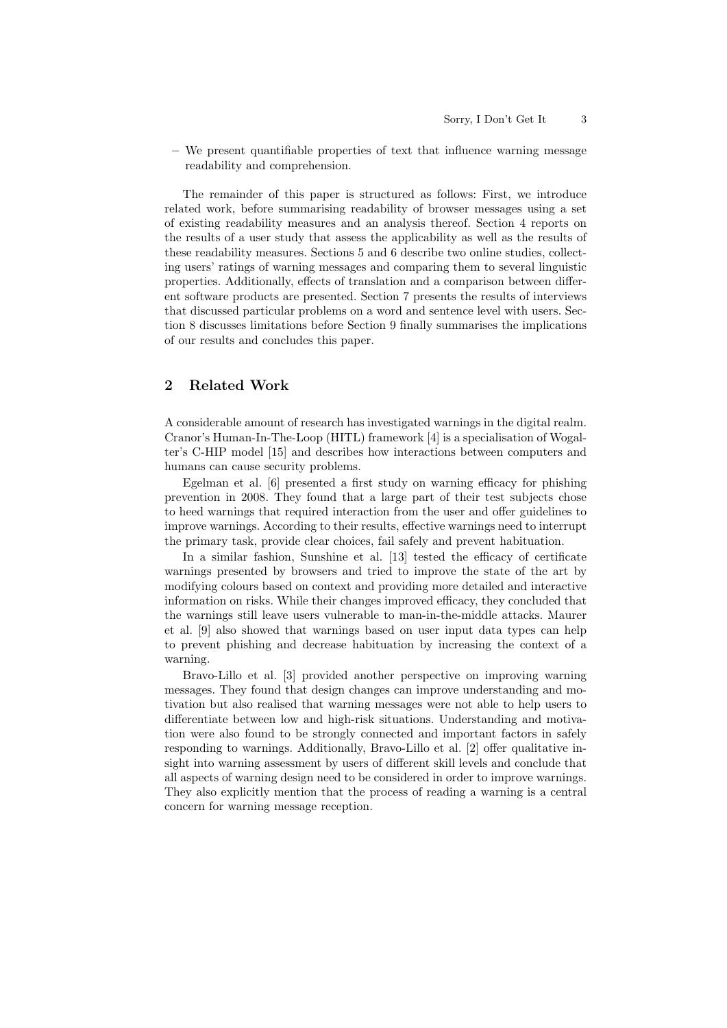– We present quantifiable properties of text that influence warning message readability and comprehension.

The remainder of this paper is structured as follows: First, we introduce related work, before summarising readability of browser messages using a set of existing readability measures and an analysis thereof. Section 4 reports on the results of a user study that assess the applicability as well as the results of these readability measures. Sections 5 and 6 describe two online studies, collecting users' ratings of warning messages and comparing them to several linguistic properties. Additionally, effects of translation and a comparison between different software products are presented. Section 7 presents the results of interviews that discussed particular problems on a word and sentence level with users. Section 8 discusses limitations before Section 9 finally summarises the implications of our results and concludes this paper.

## 2 Related Work

A considerable amount of research has investigated warnings in the digital realm. Cranor's Human-In-The-Loop (HITL) framework [4] is a specialisation of Wogalter's C-HIP model [15] and describes how interactions between computers and humans can cause security problems.

Egelman et al. [6] presented a first study on warning efficacy for phishing prevention in 2008. They found that a large part of their test subjects chose to heed warnings that required interaction from the user and offer guidelines to improve warnings. According to their results, effective warnings need to interrupt the primary task, provide clear choices, fail safely and prevent habituation.

In a similar fashion, Sunshine et al. [13] tested the efficacy of certificate warnings presented by browsers and tried to improve the state of the art by modifying colours based on context and providing more detailed and interactive information on risks. While their changes improved efficacy, they concluded that the warnings still leave users vulnerable to man-in-the-middle attacks. Maurer et al. [9] also showed that warnings based on user input data types can help to prevent phishing and decrease habituation by increasing the context of a warning.

Bravo-Lillo et al. [3] provided another perspective on improving warning messages. They found that design changes can improve understanding and motivation but also realised that warning messages were not able to help users to differentiate between low and high-risk situations. Understanding and motivation were also found to be strongly connected and important factors in safely responding to warnings. Additionally, Bravo-Lillo et al. [2] offer qualitative insight into warning assessment by users of different skill levels and conclude that all aspects of warning design need to be considered in order to improve warnings. They also explicitly mention that the process of reading a warning is a central concern for warning message reception.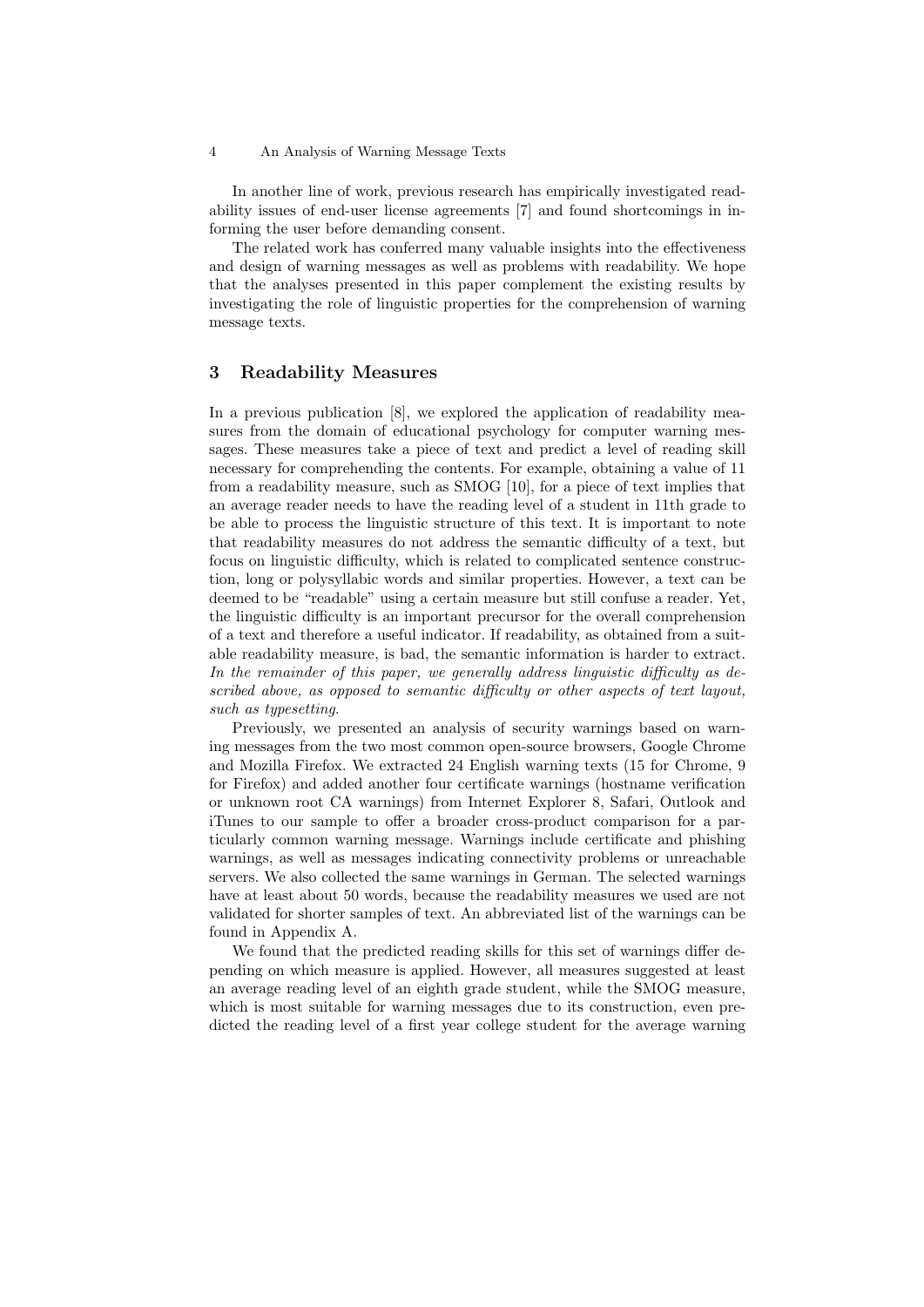In another line of work, previous research has empirically investigated readability issues of end-user license agreements [7] and found shortcomings in informing the user before demanding consent.

The related work has conferred many valuable insights into the effectiveness and design of warning messages as well as problems with readability. We hope that the analyses presented in this paper complement the existing results by investigating the role of linguistic properties for the comprehension of warning message texts.

## 3 Readability Measures

In a previous publication [8], we explored the application of readability measures from the domain of educational psychology for computer warning messages. These measures take a piece of text and predict a level of reading skill necessary for comprehending the contents. For example, obtaining a value of 11 from a readability measure, such as SMOG [10], for a piece of text implies that an average reader needs to have the reading level of a student in 11th grade to be able to process the linguistic structure of this text. It is important to note that readability measures do not address the semantic difficulty of a text, but focus on linguistic difficulty, which is related to complicated sentence construction, long or polysyllabic words and similar properties. However, a text can be deemed to be "readable" using a certain measure but still confuse a reader. Yet, the linguistic difficulty is an important precursor for the overall comprehension of a text and therefore a useful indicator. If readability, as obtained from a suitable readability measure, is bad, the semantic information is harder to extract. *In the remainder of this paper, we generally address linguistic difficulty as described above, as opposed to semantic difficulty or other aspects of text layout, such as typesetting.*

Previously, we presented an analysis of security warnings based on warning messages from the two most common open-source browsers, Google Chrome and Mozilla Firefox. We extracted 24 English warning texts (15 for Chrome, 9 for Firefox) and added another four certificate warnings (hostname verification or unknown root CA warnings) from Internet Explorer 8, Safari, Outlook and iTunes to our sample to offer a broader cross-product comparison for a particularly common warning message. Warnings include certificate and phishing warnings, as well as messages indicating connectivity problems or unreachable servers. We also collected the same warnings in German. The selected warnings have at least about 50 words, because the readability measures we used are not validated for shorter samples of text. An abbreviated list of the warnings can be found in Appendix A.

We found that the predicted reading skills for this set of warnings differ depending on which measure is applied. However, all measures suggested at least an average reading level of an eighth grade student, while the SMOG measure, which is most suitable for warning messages due to its construction, even predicted the reading level of a first year college student for the average warning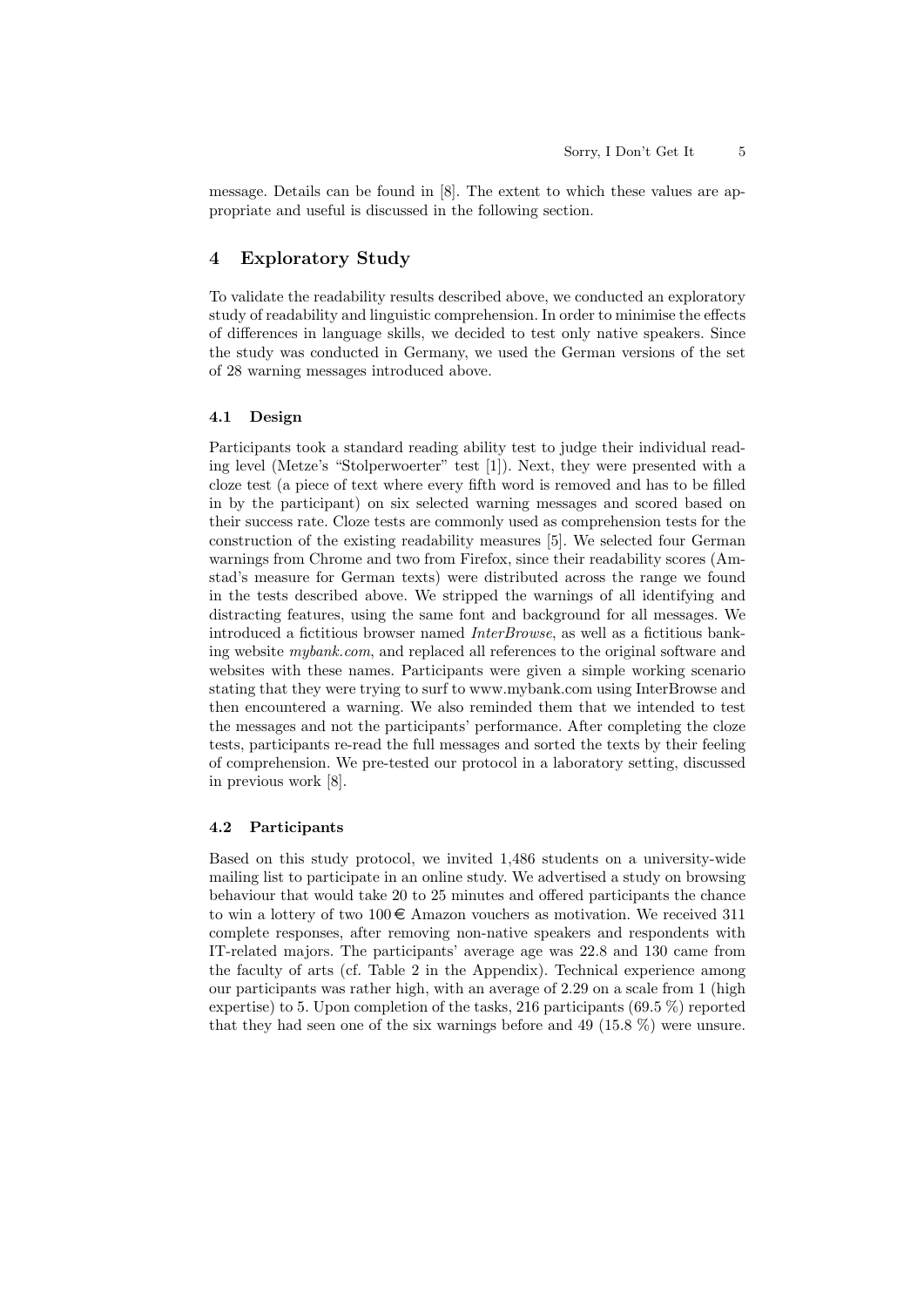message. Details can be found in [8]. The extent to which these values are appropriate and useful is discussed in the following section.

## 4 Exploratory Study

To validate the readability results described above, we conducted an exploratory study of readability and linguistic comprehension. In order to minimise the effects of differences in language skills, we decided to test only native speakers. Since the study was conducted in Germany, we used the German versions of the set of 28 warning messages introduced above.

### 4.1 Design

Participants took a standard reading ability test to judge their individual reading level (Metze's "Stolperwoerter" test [1]). Next, they were presented with a cloze test (a piece of text where every fifth word is removed and has to be filled in by the participant) on six selected warning messages and scored based on their success rate. Cloze tests are commonly used as comprehension tests for the construction of the existing readability measures [5]. We selected four German warnings from Chrome and two from Firefox, since their readability scores (Amstad's measure for German texts) were distributed across the range we found in the tests described above. We stripped the warnings of all identifying and distracting features, using the same font and background for all messages. We introduced a fictitious browser named *InterBrowse*, as well as a fictitious banking website *mybank.com*, and replaced all references to the original software and websites with these names. Participants were given a simple working scenario stating that they were trying to surf to www.mybank.com using InterBrowse and then encountered a warning. We also reminded them that we intended to test the messages and not the participants' performance. After completing the cloze tests, participants re-read the full messages and sorted the texts by their feeling of comprehension. We pre-tested our protocol in a laboratory setting, discussed in previous work [8].

### 4.2 Participants

Based on this study protocol, we invited 1,486 students on a university-wide mailing list to participate in an online study. We advertised a study on browsing behaviour that would take 20 to 25 minutes and offered participants the chance to win a lottery of two 100 € Amazon vouchers as motivation. We received 311 complete responses, after removing non-native speakers and respondents with IT-related majors. The participants' average age was 22.8 and 130 came from the faculty of arts (cf. Table 2 in the Appendix). Technical experience among our participants was rather high, with an average of 2.29 on a scale from 1 (high expertise) to 5. Upon completion of the tasks, 216 participants (69.5 %) reported that they had seen one of the six warnings before and 49 (15.8 %) were unsure.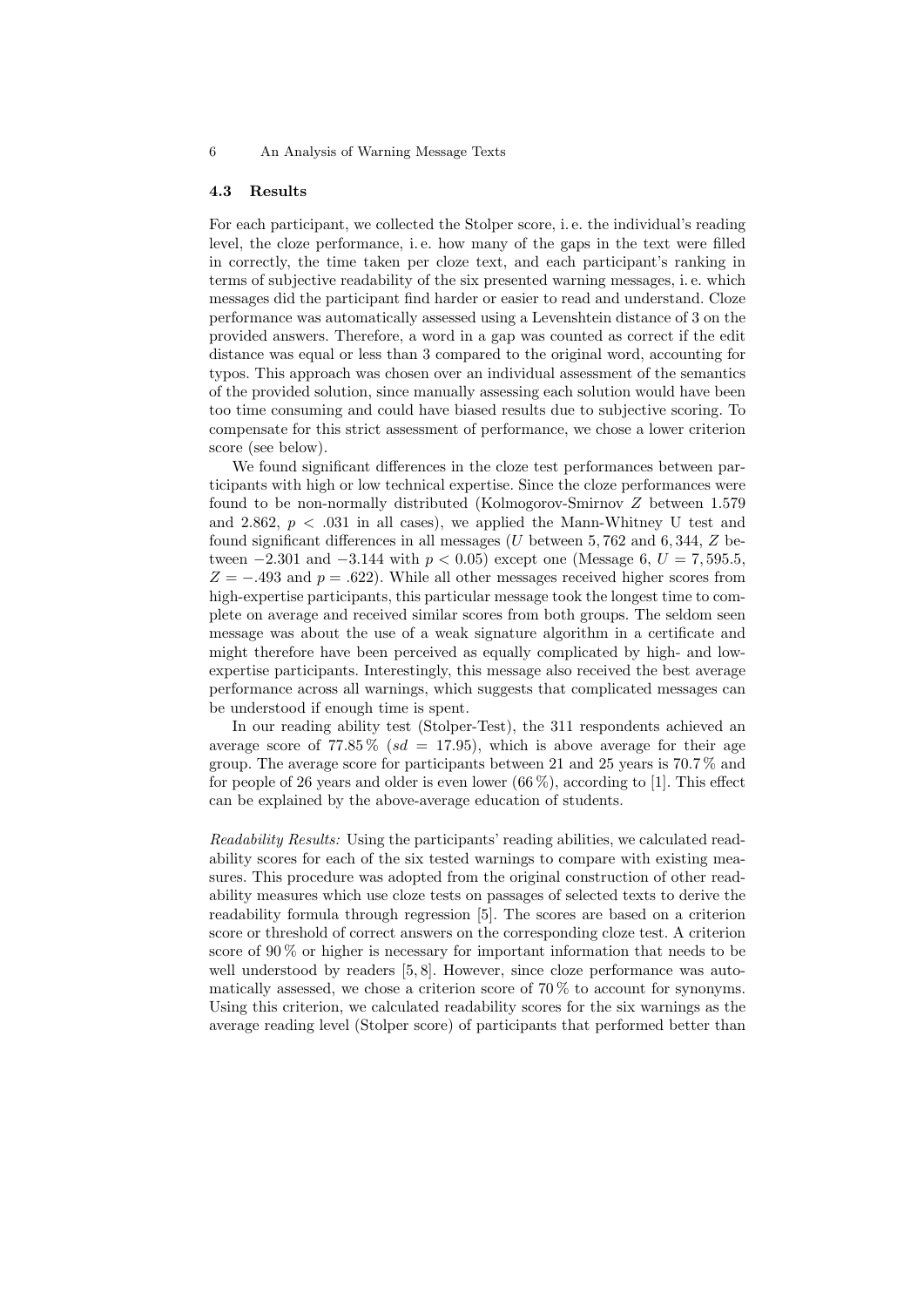### 4.3 Results

For each participant, we collected the Stolper score, i. e. the individual's reading level, the cloze performance, i. e. how many of the gaps in the text were filled in correctly, the time taken per cloze text, and each participant's ranking in terms of subjective readability of the six presented warning messages, i. e. which messages did the participant find harder or easier to read and understand. Cloze performance was automatically assessed using a Levenshtein distance of 3 on the provided answers. Therefore, a word in a gap was counted as correct if the edit distance was equal or less than 3 compared to the original word, accounting for typos. This approach was chosen over an individual assessment of the semantics of the provided solution, since manually assessing each solution would have been too time consuming and could have biased results due to subjective scoring. To compensate for this strict assessment of performance, we chose a lower criterion score (see below).

We found significant differences in the cloze test performances between participants with high or low technical expertise. Since the cloze performances were found to be non-normally distributed (Kolmogorov-Smirnov $Z$ between 1.579 and 2.862, $p < .031$ in all cases), we applied the Mann-Whitney U test and found significant differences in all messages ($U$ between 5,762 and 6,344, $Z$ between $-2.301$ and $-3.144$ with $p < 0.05$) except one (Message 6, $U = 7,595.5$, $Z = -.493$ and $p = .622$). While all other messages received higher scores from high-expertise participants, this particular message took the longest time to complete on average and received similar scores from both groups. The seldom seen message was about the use of a weak signature algorithm in a certificate and might therefore have been perceived as equally complicated by high- and low-expertise participants. Interestingly, this message also received the best average performance across all warnings, which suggests that complicated messages can be understood if enough time is spent.

In our reading ability test (Stolper-Test), the 311 respondents achieved an average score of 77.85 % ($sd = 17.95$), which is above average for their age group. The average score for participants between 21 and 25 years is 70.7 % and for people of 26 years and older is even lower (66 %), according to [1]. This effect can be explained by the above-average education of students.

*Readability Results:* Using the participants' reading abilities, we calculated readability scores for each of the six tested warnings to compare with existing measures. This procedure was adopted from the original construction of other readability measures which use cloze tests on passages of selected texts to derive the readability formula through regression [5]. The scores are based on a criterion score or threshold of correct answers on the corresponding cloze test. A criterion score of 90 % or higher is necessary for important information that needs to be well understood by readers [5, 8]. However, since cloze performance was automatically assessed, we chose a criterion score of 70 % to account for synonyms. Using this criterion, we calculated readability scores for the six warnings as the average reading level (Stolper score) of participants that performed better than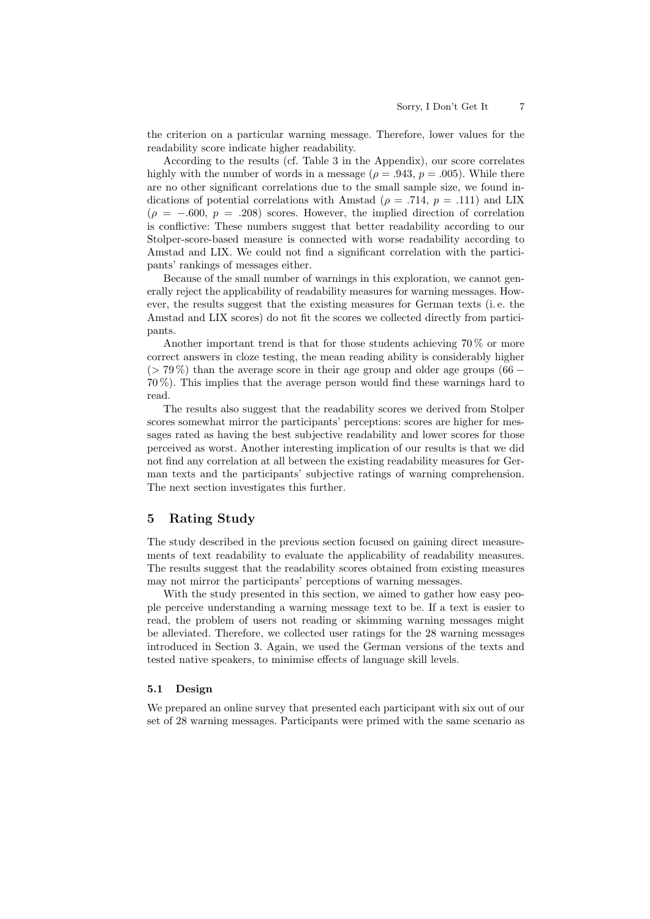the criterion on a particular warning message. Therefore, lower values for the readability score indicate higher readability.

According to the results (cf. Table 3 in the Appendix), our score correlates highly with the number of words in a message ($\rho = .943$, $p = .005$). While there are no other significant correlations due to the small sample size, we found indications of potential correlations with Amstad ($\rho = .714$, $p = .111$) and LIX ($\rho = -.600$, $p = .208$) scores. However, the implied direction of correlation is conflictive: These numbers suggest that better readability according to our Stolper-score-based measure is connected with worse readability according to Amstad and LIX. We could not find a significant correlation with the participants' rankings of messages either.

Because of the small number of warnings in this exploration, we cannot generally reject the applicability of readability measures for warning messages. However, the results suggest that the existing measures for German texts (i. e. the Amstad and LIX scores) do not fit the scores we collected directly from participants.

Another important trend is that for those students achieving 70 % or more correct answers in cloze testing, the mean reading ability is considerably higher ($> 79$ %) than the average score in their age group and older age groups ($66 - 70$ %). This implies that the average person would find these warnings hard to read.

The results also suggest that the readability scores we derived from Stolper scores somewhat mirror the participants' perceptions: scores are higher for messages rated as having the best subjective readability and lower scores for those perceived as worst. Another interesting implication of our results is that we did not find any correlation at all between the existing readability measures for German texts and the participants' subjective ratings of warning comprehension. The next section investigates this further.

## 5 Rating Study

The study described in the previous section focused on gaining direct measurements of text readability to evaluate the applicability of readability measures. The results suggest that the readability scores obtained from existing measures may not mirror the participants' perceptions of warning messages.

With the study presented in this section, we aimed to gather how easy people perceive understanding a warning message text to be. If a text is easier to read, the problem of users not reading or skimming warning messages might be alleviated. Therefore, we collected user ratings for the 28 warning messages introduced in Section 3. Again, we used the German versions of the texts and tested native speakers, to minimise effects of language skill levels.

### 5.1 Design

We prepared an online survey that presented each participant with six out of our set of 28 warning messages. Participants were primed with the same scenario as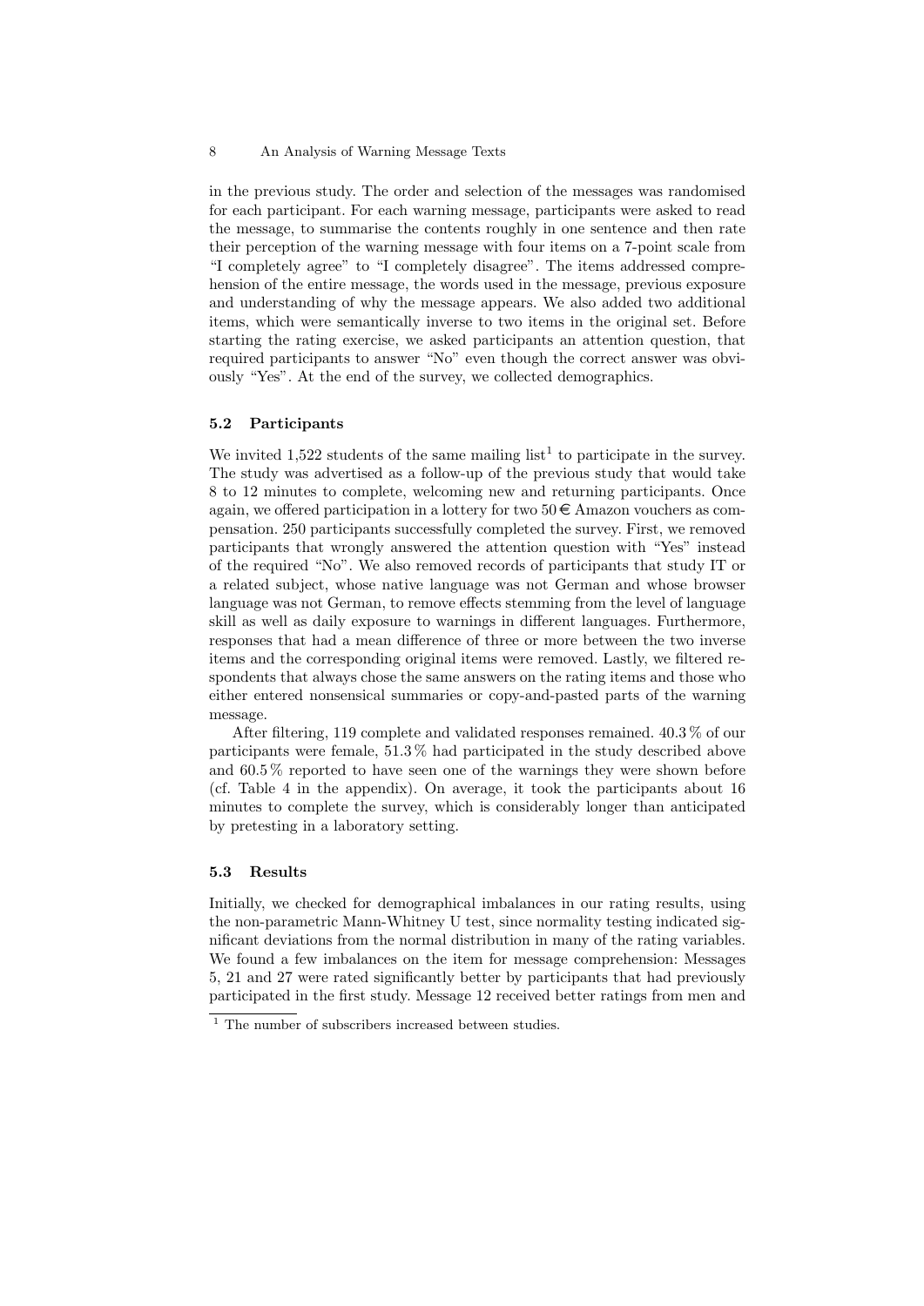in the previous study. The order and selection of the messages was randomised for each participant. For each warning message, participants were asked to read the message, to summarise the contents roughly in one sentence and then rate their perception of the warning message with four items on a 7-point scale from "I completely agree" to "I completely disagree". The items addressed comprehension of the entire message, the words used in the message, previous exposure and understanding of why the message appears. We also added two additional items, which were semantically inverse to two items in the original set. Before starting the rating exercise, we asked participants an attention question, that required participants to answer "No" even though the correct answer was obviously "Yes". At the end of the survey, we collected demographics.

### 5.2 Participants

We invited 1,522 students of the same mailing list[1] to participate in the survey. The study was advertised as a follow-up of the previous study that would take 8 to 12 minutes to complete, welcoming new and returning participants. Once again, we offered participation in a lottery for two 50 € Amazon vouchers as compensation. 250 participants successfully completed the survey. First, we removed participants that wrongly answered the attention question with "Yes" instead of the required "No". We also removed records of participants that study IT or a related subject, whose native language was not German and whose browser language was not German, to remove effects stemming from the level of language skill as well as daily exposure to warnings in different languages. Furthermore, responses that had a mean difference of three or more between the two inverse items and the corresponding original items were removed. Lastly, we filtered respondents that always chose the same answers on the rating items and those who either entered nonsensical summaries or copy-and-pasted parts of the warning message.

After filtering, 119 complete and validated responses remained. 40.3 % of our participants were female, 51.3 % had participated in the study described above and 60.5 % reported to have seen one of the warnings they were shown before (cf. Table 4 in the appendix). On average, it took the participants about 16 minutes to complete the survey, which is considerably longer than anticipated by pretesting in a laboratory setting.

### 5.3 Results

Initially, we checked for demographical imbalances in our rating results, using the non-parametric Mann-Whitney U test, since normality testing indicated significant deviations from the normal distribution in many of the rating variables. We found a few imbalances on the item for message comprehension: Messages 5, 21 and 27 were rated significantly better by participants that had previously participated in the first study. Message 12 received better ratings from men and

[1] The number of subscribers increased between studies.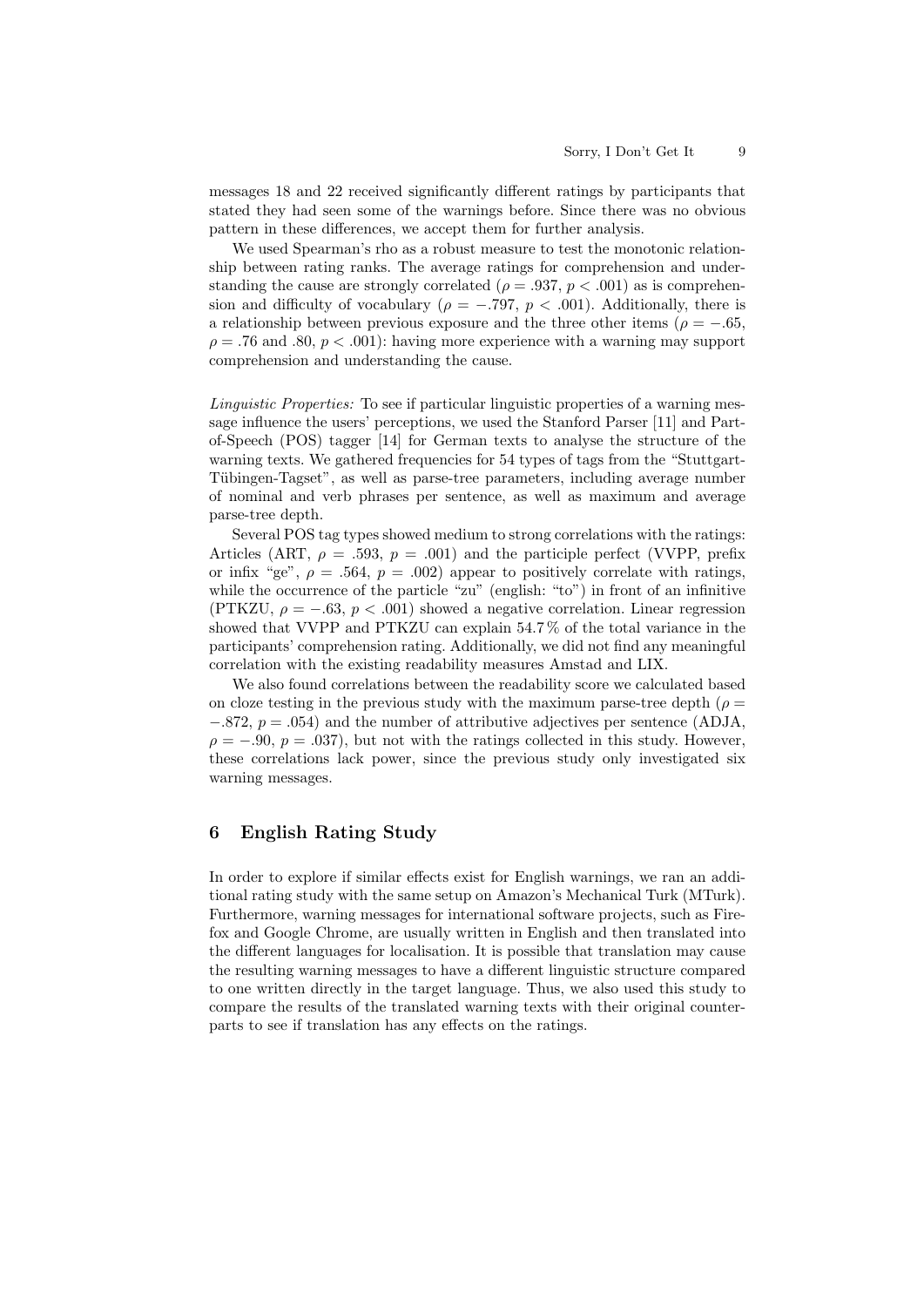messages 18 and 22 received significantly different ratings by participants that stated they had seen some of the warnings before. Since there was no obvious pattern in these differences, we accept them for further analysis.

We used Spearman's rho as a robust measure to test the monotonic relationship between rating ranks. The average ratings for comprehension and understanding the cause are strongly correlated ($\rho = .937$, $p < .001$) as is comprehension and difficulty of vocabulary ($\rho = -.797$, $p < .001$). Additionally, there is a relationship between previous exposure and the three other items ($\rho = -.65$, $\rho = .76$ and $.80$, $p < .001$): having more experience with a warning may support comprehension and understanding the cause.

*Linguistic Properties:* To see if particular linguistic properties of a warning message influence the users' perceptions, we used the Stanford Parser [11] and Part-of-Speech (POS) tagger [14] for German texts to analyse the structure of the warning texts. We gathered frequencies for 54 types of tags from the "Stuttgart-Tübingen-Tagset", as well as parse-tree parameters, including average number of nominal and verb phrases per sentence, as well as maximum and average parse-tree depth.

Several POS tag types showed medium to strong correlations with the ratings: Articles (ART, $\rho = .593$, $p = .001$) and the participle perfect (VVPP, prefix or infix "ge", $\rho = .564$, $p = .002$) appear to positively correlate with ratings, while the occurrence of the particle "zu" (english: "to") in front of an infinitive (PTKZU, $\rho = -.63$, $p < .001$) showed a negative correlation. Linear regression showed that VVPP and PTKZU can explain 54.7 % of the total variance in the participants' comprehension rating. Additionally, we did not find any meaningful correlation with the existing readability measures Amstad and LIX.

We also found correlations between the readability score we calculated based on cloze testing in the previous study with the maximum parse-tree depth ($\rho = -.872$, $p = .054$) and the number of attributive adjectives per sentence (ADJA, $\rho = -.90$, $p = .037$), but not with the ratings collected in this study. However, these correlations lack power, since the previous study only investigated six warning messages.

## 6 English Rating Study

In order to explore if similar effects exist for English warnings, we ran an additional rating study with the same setup on Amazon's Mechanical Turk (MTurk). Furthermore, warning messages for international software projects, such as Firefox and Google Chrome, are usually written in English and then translated into the different languages for localisation. It is possible that translation may cause the resulting warning messages to have a different linguistic structure compared to one written directly in the target language. Thus, we also used this study to compare the results of the translated warning texts with their original counterparts to see if translation has any effects on the ratings.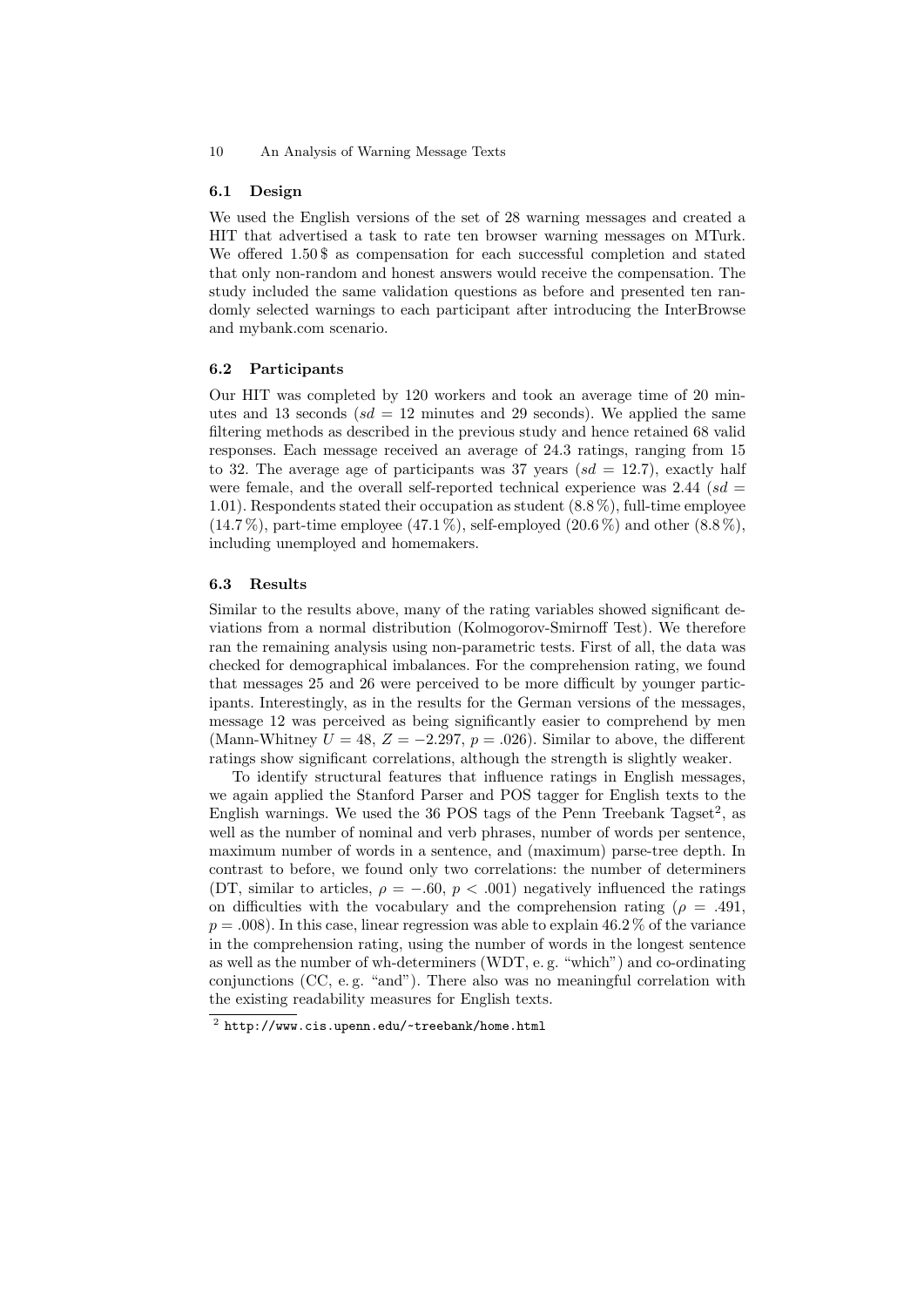### 6.1 Design

We used the English versions of the set of 28 warning messages and created a HIT that advertised a task to rate ten browser warning messages on MTurk. We offered 1.50 $ as compensation for each successful completion and stated that only non-random and honest answers would receive the compensation. The study included the same validation questions as before and presented ten randomly selected warnings to each participant after introducing the InterBrowse and mybank.com scenario.

### 6.2 Participants

Our HIT was completed by 120 workers and took an average time of 20 minutes and 13 seconds ($sd$ = 12 minutes and 29 seconds). We applied the same filtering methods as described in the previous study and hence retained 68 valid responses. Each message received an average of 24.3 ratings, ranging from 15 to 32. The average age of participants was 37 years ($sd = 12.7$), exactly half were female, and the overall self-reported technical experience was 2.44 ($sd = 1.01$). Respondents stated their occupation as student (8.8 %), full-time employee (14.7 %), part-time employee (47.1 %), self-employed (20.6 %) and other (8.8 %), including unemployed and homemakers.

### 6.3 Results

Similar to the results above, many of the rating variables showed significant deviations from a normal distribution (Kolmogorov-Smirnoff Test). We therefore ran the remaining analysis using non-parametric tests. First of all, the data was checked for demographical imbalances. For the comprehension rating, we found that messages 25 and 26 were perceived to be more difficult by younger participants. Interestingly, as in the results for the German versions of the messages, message 12 was perceived as being significantly easier to comprehend by men (Mann-Whitney $U = 48$, $Z = -2.297$, $p = .026$). Similar to above, the different ratings show significant correlations, although the strength is slightly weaker.

To identify structural features that influence ratings in English messages, we again applied the Stanford Parser and POS tagger for English texts to the English warnings. We used the 36 POS tags of the Penn Treebank Tagset[2], as well as the number of nominal and verb phrases, number of words per sentence, maximum number of words in a sentence, and (maximum) parse-tree depth. In contrast to before, we found only two correlations: the number of determiners (DT, similar to articles, $\rho = -.60$, $p < .001$) negatively influenced the ratings on difficulties with the vocabulary and the comprehension rating ($\rho = .491$, $p = .008$). In this case, linear regression was able to explain 46.2 % of the variance in the comprehension rating, using the number of words in the longest sentence as well as the number of wh-determiners (WDT, e. g. "which") and co-ordinating conjunctions (CC, e. g. "and"). There also was no meaningful correlation with the existing readability measures for English texts.

[2] http://www.cis.upenn.edu/~treebank/home.html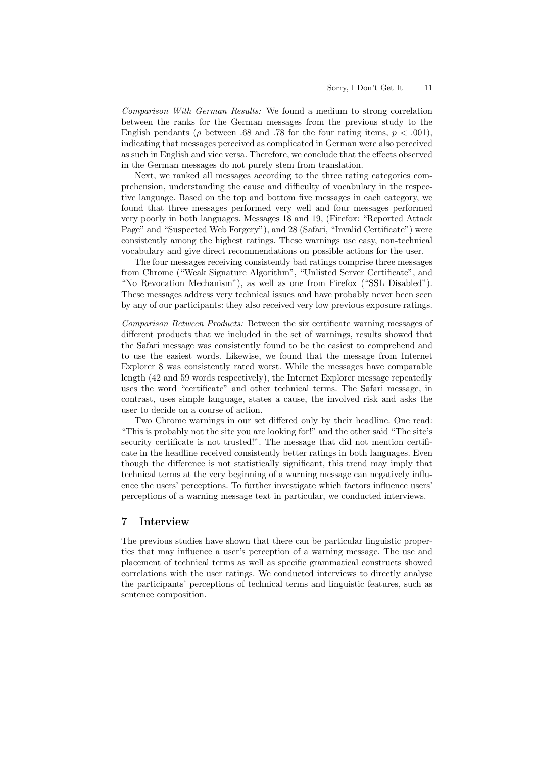*Comparison With German Results:* We found a medium to strong correlation between the ranks for the German messages from the previous study to the English pendants ($\rho$ between .68 and .78 for the four rating items, $p < .001$), indicating that messages perceived as complicated in German were also perceived as such in English and vice versa. Therefore, we conclude that the effects observed in the German messages do not purely stem from translation.

Next, we ranked all messages according to the three rating categories comprehension, understanding the cause and difficulty of vocabulary in the respective language. Based on the top and bottom five messages in each category, we found that three messages performed very well and four messages performed very poorly in both languages. Messages 18 and 19, (Firefox: "Reported Attack Page" and "Suspected Web Forgery"), and 28 (Safari, "Invalid Certificate") were consistently among the highest ratings. These warnings use easy, non-technical vocabulary and give direct recommendations on possible actions for the user.

The four messages receiving consistently bad ratings comprise three messages from Chrome ("Weak Signature Algorithm", "Unlisted Server Certificate", and "No Revocation Mechanism"), as well as one from Firefox ("SSL Disabled"). These messages address very technical issues and have probably never been seen by any of our participants: they also received very low previous exposure ratings.

*Comparison Between Products:* Between the six certificate warning messages of different products that we included in the set of warnings, results showed that the Safari message was consistently found to be the easiest to comprehend and to use the easiest words. Likewise, we found that the message from Internet Explorer 8 was consistently rated worst. While the messages have comparable length (42 and 59 words respectively), the Internet Explorer message repeatedly uses the word "certificate" and other technical terms. The Safari message, in contrast, uses simple language, states a cause, the involved risk and asks the user to decide on a course of action.

Two Chrome warnings in our set differed only by their headline. One read: "This is probably not the site you are looking for!" and the other said "The site's security certificate is not trusted!". The message that did not mention certificate in the headline received consistently better ratings in both languages. Even though the difference is not statistically significant, this trend may imply that technical terms at the very beginning of a warning message can negatively influence the users' perceptions. To further investigate which factors influence users' perceptions of a warning message text in particular, we conducted interviews.

## 7 Interview

The previous studies have shown that there can be particular linguistic properties that may influence a user's perception of a warning message. The use and placement of technical terms as well as specific grammatical constructs showed correlations with the user ratings. We conducted interviews to directly analyse the participants' perceptions of technical terms and linguistic features, such as sentence composition.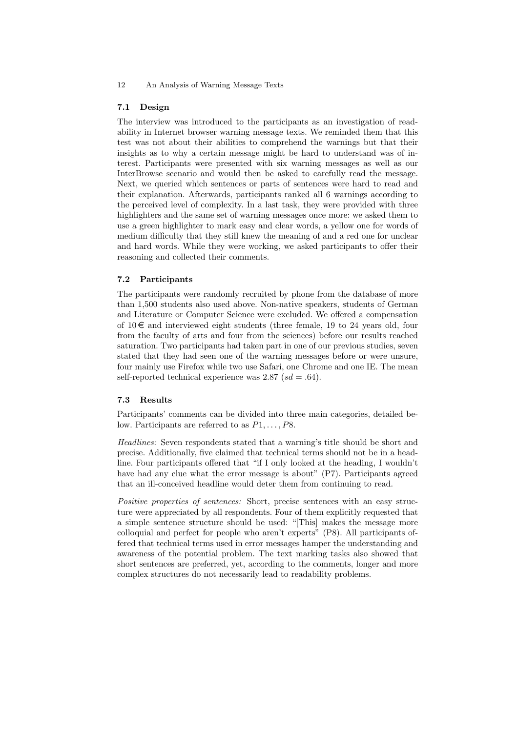### 7.1 Design

The interview was introduced to the participants as an investigation of readability in Internet browser warning message texts. We reminded them that this test was not about their abilities to comprehend the warnings but that their insights as to why a certain message might be hard to understand was of interest. Participants were presented with six warning messages as well as our InterBrowse scenario and would then be asked to carefully read the message. Next, we queried which sentences or parts of sentences were hard to read and their explanation. Afterwards, participants ranked all 6 warnings according to the perceived level of complexity. In a last task, they were provided with three highlighters and the same set of warning messages once more: we asked them to use a green highlighter to mark easy and clear words, a yellow one for words of medium difficulty that they still knew the meaning of and a red one for unclear and hard words. While they were working, we asked participants to offer their reasoning and collected their comments.

### 7.2 Participants

The participants were randomly recruited by phone from the database of more than 1,500 students also used above. Non-native speakers, students of German and Literature or Computer Science were excluded. We offered a compensation of 10 € and interviewed eight students (three female, 19 to 24 years old, four from the faculty of arts and four from the sciences) before our results reached saturation. Two participants had taken part in one of our previous studies, seven stated that they had seen one of the warning messages before or were unsure, four mainly use Firefox while two use Safari, one Chrome and one IE. The mean self-reported technical experience was 2.87 ($sd = .64$).

### 7.3 Results

Participants' comments can be divided into three main categories, detailed below. Participants are referred to as $P1, \ldots, P8$.

*Headlines:* Seven respondents stated that a warning's title should be short and precise. Additionally, five claimed that technical terms should not be in a headline. Four participants offered that "if I only looked at the heading, I wouldn't have had any clue what the error message is about" (P7). Participants agreed that an ill-conceived headline would deter them from continuing to read.

*Positive properties of sentences:* Short, precise sentences with an easy structure were appreciated by all respondents. Four of them explicitly requested that a simple sentence structure should be used: "[This] makes the message more colloquial and perfect for people who aren't experts" (P8). All participants offered that technical terms used in error messages hamper the understanding and awareness of the potential problem. The text marking tasks also showed that short sentences are preferred, yet, according to the comments, longer and more complex structures do not necessarily lead to readability problems.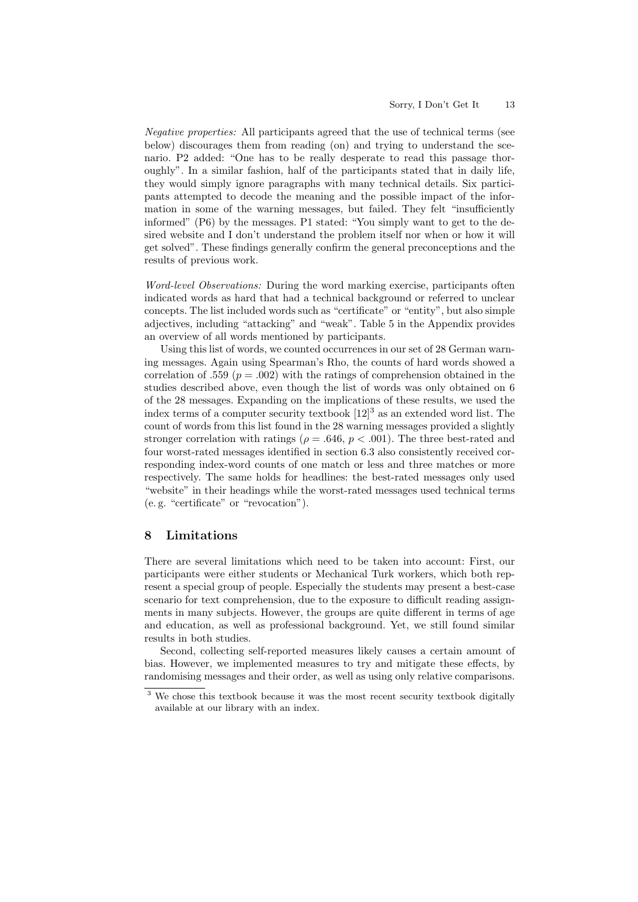*Negative properties:* All participants agreed that the use of technical terms (see below) discourages them from reading (on) and trying to understand the scenario. P2 added: "One has to be really desperate to read this passage thoroughly". In a similar fashion, half of the participants stated that in daily life, they would simply ignore paragraphs with many technical details. Six participants attempted to decode the meaning and the possible impact of the information in some of the warning messages, but failed. They felt "insufficiently informed" (P6) by the messages. P1 stated: "You simply want to get to the desired website and I don't understand the problem itself nor when or how it will get solved". These findings generally confirm the general preconceptions and the results of previous work.

*Word-level Observations:* During the word marking exercise, participants often indicated words as hard that had a technical background or referred to unclear concepts. The list included words such as "certificate" or "entity", but also simple adjectives, including "attacking" and "weak". Table 5 in the Appendix provides an overview of all words mentioned by participants.

Using this list of words, we counted occurrences in our set of 28 German warning messages. Again using Spearman's Rho, the counts of hard words showed a correlation of .559 ($p = .002$) with the ratings of comprehension obtained in the studies described above, even though the list of words was only obtained on 6 of the 28 messages. Expanding on the implications of these results, we used the index terms of a computer security textbook [12][3] as an extended word list. The count of words from this list found in the 28 warning messages provided a slightly stronger correlation with ratings ($\rho = .646$, $p < .001$). The three best-rated and four worst-rated messages identified in section 6.3 also consistently received corresponding index-word counts of one match or less and three matches or more respectively. The same holds for headlines: the best-rated messages only used "website" in their headings while the worst-rated messages used technical terms (e. g. "certificate" or "revocation").

## 8 Limitations

There are several limitations which need to be taken into account: First, our participants were either students or Mechanical Turk workers, which both represent a special group of people. Especially the students may present a best-case scenario for text comprehension, due to the exposure to difficult reading assignments in many subjects. However, the groups are quite different in terms of age and education, as well as professional background. Yet, we still found similar results in both studies.

Second, collecting self-reported measures likely causes a certain amount of bias. However, we implemented measures to try and mitigate these effects, by randomising messages and their order, as well as using only relative comparisons.

[3] We chose this textbook because it was the most recent security textbook digitally available at our library with an index.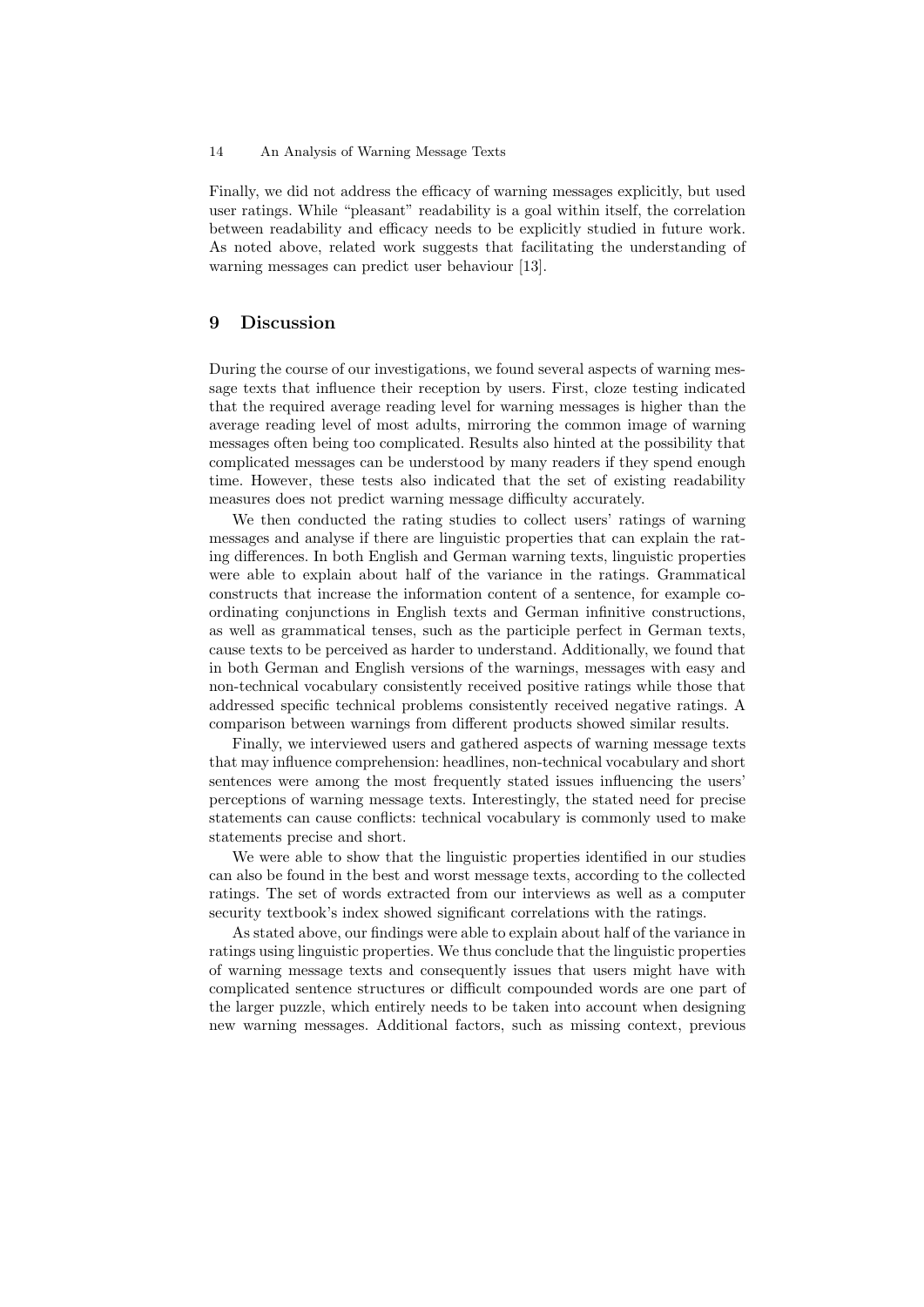Finally, we did not address the efficacy of warning messages explicitly, but used user ratings. While "pleasant" readability is a goal within itself, the correlation between readability and efficacy needs to be explicitly studied in future work. As noted above, related work suggests that facilitating the understanding of warning messages can predict user behaviour [13].

## 9 Discussion

During the course of our investigations, we found several aspects of warning message texts that influence their reception by users. First, cloze testing indicated that the required average reading level for warning messages is higher than the average reading level of most adults, mirroring the common image of warning messages often being too complicated. Results also hinted at the possibility that complicated messages can be understood by many readers if they spend enough time. However, these tests also indicated that the set of existing readability measures does not predict warning message difficulty accurately.

We then conducted the rating studies to collect users' ratings of warning messages and analyse if there are linguistic properties that can explain the rating differences. In both English and German warning texts, linguistic properties were able to explain about half of the variance in the ratings. Grammatical constructs that increase the information content of a sentence, for example coordinating conjunctions in English texts and German infinitive constructions, as well as grammatical tenses, such as the participle perfect in German texts, cause texts to be perceived as harder to understand. Additionally, we found that in both German and English versions of the warnings, messages with easy and non-technical vocabulary consistently received positive ratings while those that addressed specific technical problems consistently received negative ratings. A comparison between warnings from different products showed similar results.

Finally, we interviewed users and gathered aspects of warning message texts that may influence comprehension: headlines, non-technical vocabulary and short sentences were among the most frequently stated issues influencing the users' perceptions of warning message texts. Interestingly, the stated need for precise statements can cause conflicts: technical vocabulary is commonly used to make statements precise and short.

We were able to show that the linguistic properties identified in our studies can also be found in the best and worst message texts, according to the collected ratings. The set of words extracted from our interviews as well as a computer security textbook's index showed significant correlations with the ratings.

As stated above, our findings were able to explain about half of the variance in ratings using linguistic properties. We thus conclude that the linguistic properties of warning message texts and consequently issues that users might have with complicated sentence structures or difficult compounded words are one part of the larger puzzle, which entirely needs to be taken into account when designing new warning messages. Additional factors, such as missing context, previous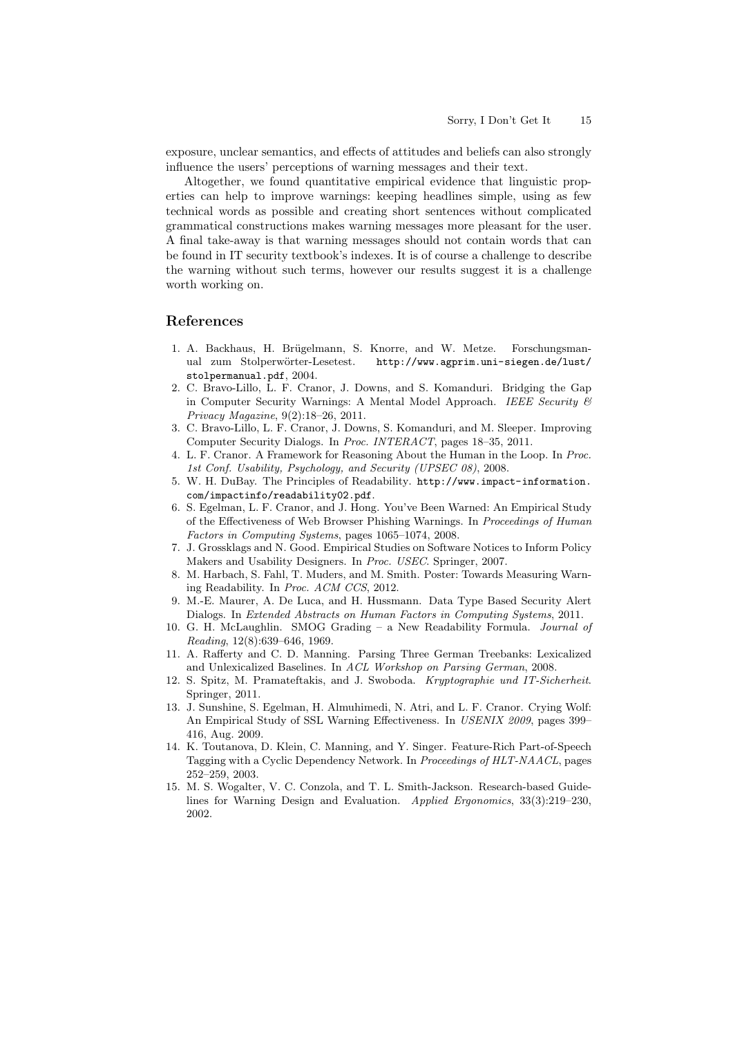exposure, unclear semantics, and effects of attitudes and beliefs can also strongly influence the users' perceptions of warning messages and their text.

Altogether, we found quantitative empirical evidence that linguistic properties can help to improve warnings: keeping headlines simple, using as few technical words as possible and creating short sentences without complicated grammatical constructions makes warning messages more pleasant for the user. A final take-away is that warning messages should not contain words that can be found in IT security textbook's indexes. It is of course a challenge to describe the warning without such terms, however our results suggest it is a challenge worth working on.

## References

1. A. Backhaus, H. Brügelmann, S. Knorre, and W. Metze. Forschungsmanual zum Stolperwörter-Lesetest. `http://www.agprim.uni-siegen.de/lust/stolpermanual.pdf`, 2004.
2. C. Bravo-Lillo, L. F. Cranor, J. Downs, and S. Komanduri. Bridging the Gap in Computer Security Warnings: A Mental Model Approach. *IEEE Security & Privacy Magazine*, 9(2):18–26, 2011.
3. C. Bravo-Lillo, L. F. Cranor, J. Downs, S. Komanduri, and M. Sleeper. Improving Computer Security Dialogs. In *Proc. INTERACT*, pages 18–35, 2011.
4. L. F. Cranor. A Framework for Reasoning About the Human in the Loop. In *Proc. 1st Conf. Usability, Psychology, and Security (UPSEC 08)*, 2008.
5. W. H. DuBay. The Principles of Readability. `http://www.impact-information.com/impactinfo/readability02.pdf`.
6. S. Egelman, L. F. Cranor, and J. Hong. You've Been Warned: An Empirical Study of the Effectiveness of Web Browser Phishing Warnings. In *Proceedings of Human Factors in Computing Systems*, pages 1065–1074, 2008.
7. J. Grossklags and N. Good. Empirical Studies on Software Notices to Inform Policy Makers and Usability Designers. In *Proc. USEC*. Springer, 2007.
8. M. Harbach, S. Fahl, T. Muders, and M. Smith. Poster: Towards Measuring Warning Readability. In *Proc. ACM CCS*, 2012.
9. M.-E. Maurer, A. De Luca, and H. Hussmann. Data Type Based Security Alert Dialogs. In *Extended Abstracts on Human Factors in Computing Systems*, 2011.
10. G. H. McLaughlin. SMOG Grading – a New Readability Formula. *Journal of Reading*, 12(8):639–646, 1969.
11. A. Rafferty and C. D. Manning. Parsing Three German Treebanks: Lexicalized and Unlexicalized Baselines. In *ACL Workshop on Parsing German*, 2008.
12. S. Spitz, M. Pramateftakis, and J. Swoboda. *Kryptographie und IT-Sicherheit*. Springer, 2011.
13. J. Sunshine, S. Egelman, H. Almuhimedi, N. Atri, and L. F. Cranor. Crying Wolf: An Empirical Study of SSL Warning Effectiveness. In *USENIX 2009*, pages 399–416, Aug. 2009.
14. K. Toutanova, D. Klein, C. Manning, and Y. Singer. Feature-Rich Part-of-Speech Tagging with a Cyclic Dependency Network. In *Proceedings of HLT-NAACL*, pages 252–259, 2003.
15. M. S. Wogalter, V. C. Conzola, and T. L. Smith-Jackson. Research-based Guidelines for Warning Design and Evaluation. *Applied Ergonomics*, 33(3):219–230, 2002.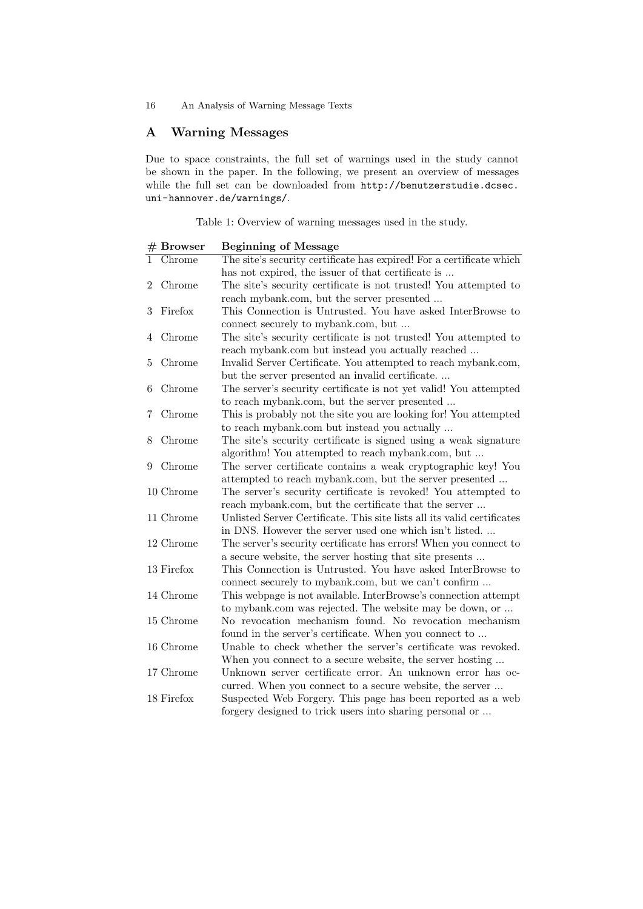## A Warning Messages

Due to space constraints, the full set of warnings used in the study cannot be shown in the paper. In the following, we present an overview of messages while the full set can be downloaded from http://benutzerstudie.dcsec.uni-hannover.de/warnings/.

Table 1: Overview of warning messages used in the study.

| # | Browser | Beginning of Message |
|---|---|---|
| 1 | Chrome | The site's security certificate has expired! For a certificate which has not expired, the issuer of that certificate is ... |
| 2 | Chrome | The site's security certificate is not trusted! You attempted to reach mybank.com, but the server presented ... |
| 3 | Firefox | This Connection is Untrusted. You have asked InterBrowse to connect securely to mybank.com, but ... |
| 4 | Chrome | The site's security certificate is not trusted! You attempted to reach mybank.com but instead you actually reached ... |
| 5 | Chrome | Invalid Server Certificate. You attempted to reach mybank.com, but the server presented an invalid certificate. ... |
| 6 | Chrome | The server's security certificate is not yet valid! You attempted to reach mybank.com, but the server presented ... |
| 7 | Chrome | This is probably not the site you are looking for! You attempted to reach mybank.com but instead you actually ... |
| 8 | Chrome | The site's security certificate is signed using a weak signature algorithm! You attempted to reach mybank.com, but ... |
| 9 | Chrome | The server certificate contains a weak cryptographic key! You attempted to reach mybank.com, but the server presented ... |
| 10 | Chrome | The server's security certificate is revoked! You attempted to reach mybank.com, but the certificate that the server ... |
| 11 | Chrome | Unlisted Server Certificate. This site lists all its valid certificates in DNS. However the server used one which isn't listed. ... |
| 12 | Chrome | The server's security certificate has errors! When you connect to a secure website, the server hosting that site presents ... |
| 13 | Firefox | This Connection is Untrusted. You have asked InterBrowse to connect securely to mybank.com, but we can't confirm ... |
| 14 | Chrome | This webpage is not available. InterBrowse's connection attempt to mybank.com was rejected. The website may be down, or ... |
| 15 | Chrome | No revocation mechanism found. No revocation mechanism found in the server's certificate. When you connect to ... |
| 16 | Chrome | Unable to check whether the server's certificate was revoked. When you connect to a secure website, the server hosting ... |
| 17 | Chrome | Unknown server certificate error. An unknown error has occurred. When you connect to a secure website, the server ... |
| 18 | Firefox | Suspected Web Forgery. This page has been reported as a web forgery designed to trick users into sharing personal or ... |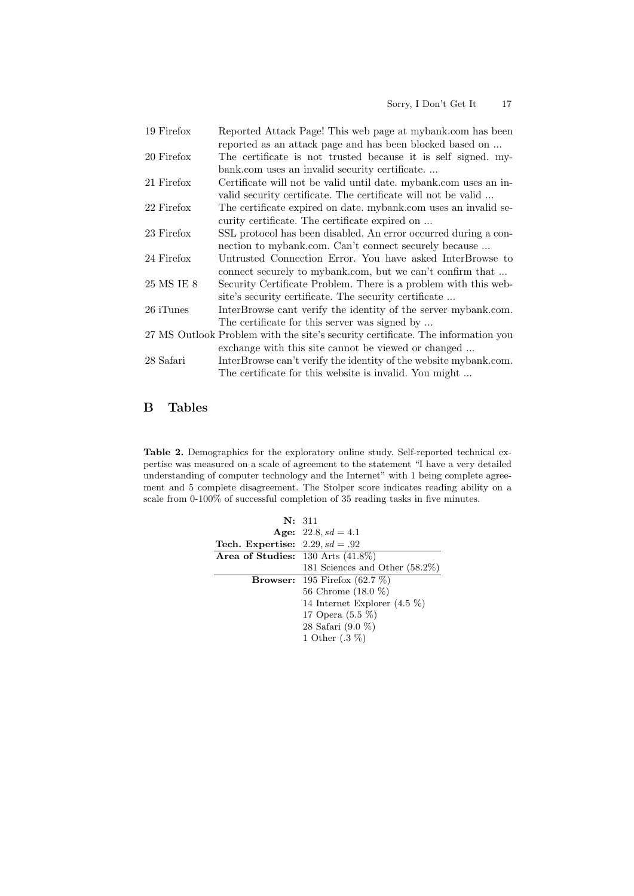| | |
|---|---|
| 19 Firefox | Reported Attack Page! This web page at mybank.com has been reported as an attack page and has been blocked based on ... |
| 20 Firefox | The certificate is not trusted because it is self signed. mybank.com uses an invalid security certificate. ... |
| 21 Firefox | Certificate will not be valid until date. mybank.com uses an invalid security certificate. The certificate will not be valid ... |
| 22 Firefox | The certificate expired on date. mybank.com uses an invalid security certificate. The certificate expired on ... |
| 23 Firefox | SSL protocol has been disabled. An error occurred during a connection to mybank.com. Can't connect securely because ... |
| 24 Firefox | Untrusted Connection Error. You have asked InterBrowse to connect securely to mybank.com, but we can't confirm that ... |
| 25 MS IE 8 | Security Certificate Problem. There is a problem with this website's security certificate. The security certificate ... |
| 26 iTunes | InterBrowse cant verify the identity of the server mybank.com. The certificate for this server was signed by ... |
| 27 MS Outlook | Problem with the site's security certificate. The information you exchange with this site cannot be viewed or changed ... |
| 28 Safari | InterBrowse can't verify the identity of the website mybank.com. The certificate for this website is invalid. You might ... |

## B Tables

**Table 2.** Demographics for the exploratory online study. Self-reported technical expertise was measured on a scale of agreement to the statement "I have a very detailed understanding of computer technology and the Internet" with 1 being complete agreement and 5 complete disagreement. The Stolper score indicates reading ability on a scale from 0-100% of successful completion of 35 reading tasks in five minutes.

| | |
|---|---|
| **N:** | 311 |
| **Age:** | 22.8, $sd = 4.1$ |
| **Tech. Expertise:** | 2.29, $sd = .92$ |
| **Area of Studies:** | 130 Arts (41.8%) |
| | 181 Sciences and Other (58.2%) |
| **Browser:** | 195 Firefox (62.7 %) |
| | 56 Chrome (18.0 %) |
| | 14 Internet Explorer (4.5 %) |
| | 17 Opera (5.5 %) |
| | 28 Safari (9.0 %) |
| | 1 Other (.3 %) |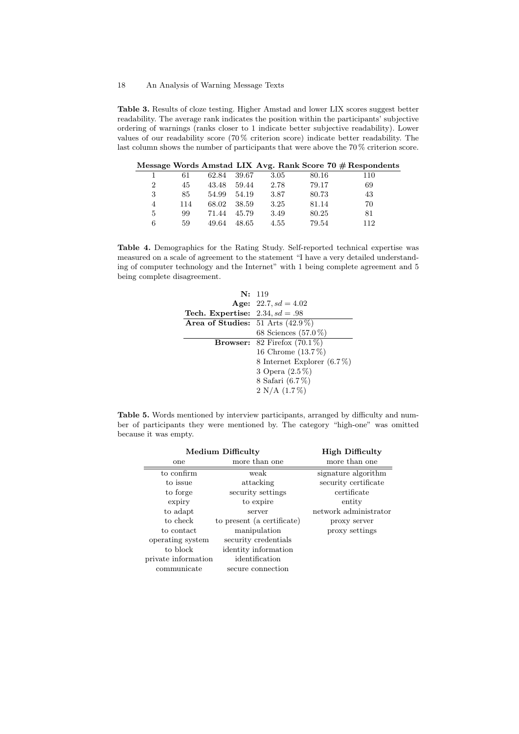**Table 3.** Results of cloze testing. Higher Amstad and lower LIX scores suggest better readability. The average rank indicates the position within the participants' subjective ordering of warnings (ranks closer to 1 indicate better subjective readability). Lower values of our readability score (70 % criterion score) indicate better readability. The last column shows the number of participants that were above the 70 % criterion score.

| Message | Words | Amstad | LIX | Avg. Rank | Score 70 | # Respondents |
|---|---|---|---|---|---|---|
| 1 | 61 | 62.84 | 39.67 | 3.05 | 80.16 | 110 |
| 2 | 45 | 43.48 | 59.44 | 2.78 | 79.17 | 69 |
| 3 | 85 | 54.99 | 54.19 | 3.87 | 80.73 | 43 |
| 4 | 114 | 68.02 | 38.59 | 3.25 | 81.14 | 70 |
| 5 | 99 | 71.44 | 45.79 | 3.49 | 80.25 | 81 |
| 6 | 59 | 49.64 | 48.65 | 4.55 | 79.54 | 112 |

**Table 4.** Demographics for the Rating Study. Self-reported technical expertise was measured on a scale of agreement to the statement "I have a very detailed understanding of computer technology and the Internet" with 1 being complete agreement and 5 being complete disagreement.

| | |
|---|---|
| **N:** | 119 |
| **Age:** | $22.7, sd = 4.02$ |
| **Tech. Expertise:** | $2.34, sd = .98$ |
| **Area of Studies:** | 51 Arts (42.9 %) |
| | 68 Sciences (57.0 %) |
| **Browser:** | 82 Firefox (70.1 %) |
| | 16 Chrome (13.7 %) |
| | 8 Internet Explorer (6.7 %) |
| | 3 Opera (2.5 %) |
| | 8 Safari (6.7 %) |
| | 2 N/A (1.7 %) |

**Table 5.** Words mentioned by interview participants, arranged by difficulty and number of participants they were mentioned by. The category "high-one" was omitted because it was empty.

| Medium Difficulty | | High Difficulty |
|---|---|---|
| one | more than one | more than one |
| to confirm | weak | signature algorithm |
| to issue | attacking | security certificate |
| to forge | security settings | certificate |
| expiry | to expire | entity |
| to adapt | server | network administrator |
| to check | to present (a certificate) | proxy server |
| to contact | manipulation | proxy settings |
| operating system | security credentials | |
| to block | identity information | |
| private information | identification | |
| communicate | secure connection | |